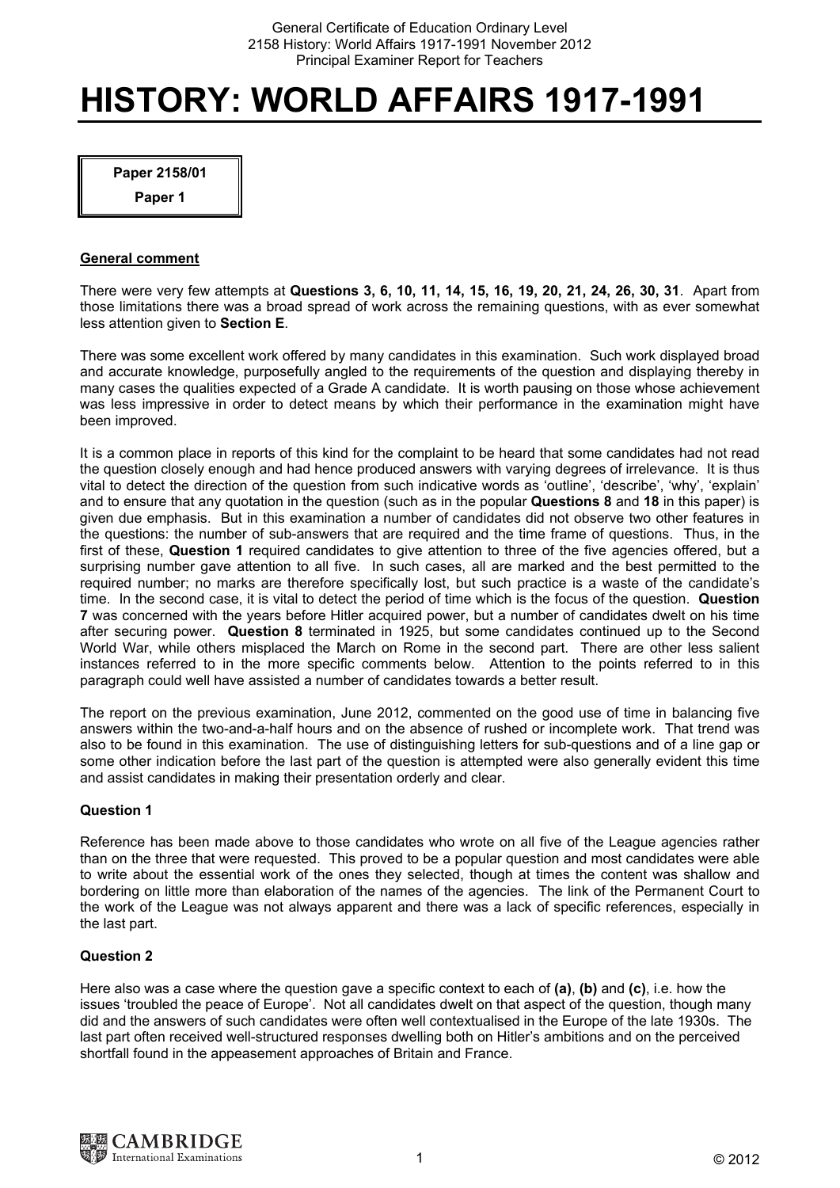# HISTORY: WORLD AFFAIRS 1917-1991

**Paper 2158/01**
**Paper 1**

## General comment

There were very few attempts at **Questions 3, 6, 10, 11, 14, 15, 16, 19, 20, 21, 24, 26, 30, 31**. Apart from those limitations there was a broad spread of work across the remaining questions, with as ever somewhat less attention given to **Section E**.

There was some excellent work offered by many candidates in this examination. Such work displayed broad and accurate knowledge, purposefully angled to the requirements of the question and displaying thereby in many cases the qualities expected of a Grade A candidate. It is worth pausing on those whose achievement was less impressive in order to detect means by which their performance in the examination might have been improved.

It is a common place in reports of this kind for the complaint to be heard that some candidates had not read the question closely enough and had hence produced answers with varying degrees of irrelevance. It is thus vital to detect the direction of the question from such indicative words as 'outline', 'describe', 'why', 'explain' and to ensure that any quotation in the question (such as in the popular **Questions 8** and **18** in this paper) is given due emphasis. But in this examination a number of candidates did not observe two other features in the questions: the number of sub-answers that are required and the time frame of questions. Thus, in the first of these, **Question 1** required candidates to give attention to three of the five agencies offered, but a surprising number gave attention to all five. In such cases, all are marked and the best permitted to the required number; no marks are therefore specifically lost, but such practice is a waste of the candidate's time. In the second case, it is vital to detect the period of time which is the focus of the question. **Question 7** was concerned with the years before Hitler acquired power, but a number of candidates dwelt on his time after securing power. **Question 8** terminated in 1925, but some candidates continued up to the Second World War, while others misplaced the March on Rome in the second part. There are other less salient instances referred to in the more specific comments below. Attention to the points referred to in this paragraph could well have assisted a number of candidates towards a better result.

The report on the previous examination, June 2012, commented on the good use of time in balancing five answers within the two-and-a-half hours and on the absence of rushed or incomplete work. That trend was also to be found in this examination. The use of distinguishing letters for sub-questions and of a line gap or some other indication before the last part of the question is attempted were also generally evident this time and assist candidates in making their presentation orderly and clear.

### Question 1

Reference has been made above to those candidates who wrote on all five of the League agencies rather than on the three that were requested. This proved to be a popular question and most candidates were able to write about the essential work of the ones they selected, though at times the content was shallow and bordering on little more than elaboration of the names of the agencies. The link of the Permanent Court to the work of the League was not always apparent and there was a lack of specific references, especially in the last part.

### Question 2

Here also was a case where the question gave a specific context to each of **(a)**, **(b)** and **(c)**, i.e. how the issues 'troubled the peace of Europe'. Not all candidates dwelt on that aspect of the question, though many did and the answers of such candidates were often well contextualised in the Europe of the late 1930s. The last part often received well-structured responses dwelling both on Hitler's ambitions and on the perceived shortfall found in the appeasement approaches of Britain and France.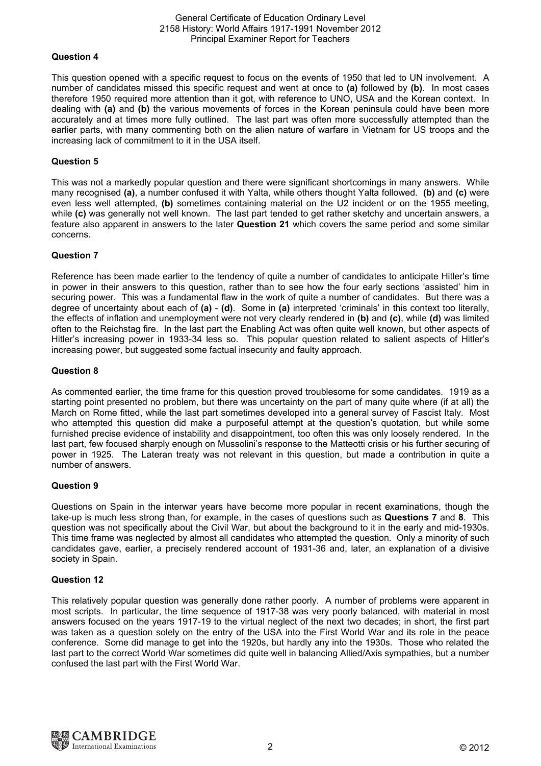### Question 4

This question opened with a specific request to focus on the events of 1950 that led to UN involvement. A number of candidates missed this specific request and went at once to **(a)** followed by **(b)**. In most cases therefore 1950 required more attention than it got, with reference to UNO, USA and the Korean context. In dealing with **(a)** and **(b)** the various movements of forces in the Korean peninsula could have been more accurately and at times more fully outlined. The last part was often more successfully attempted than the earlier parts, with many commenting both on the alien nature of warfare in Vietnam for US troops and the increasing lack of commitment to it in the USA itself.

### Question 5

This was not a markedly popular question and there were significant shortcomings in many answers. While many recognised **(a)**, a number confused it with Yalta, while others thought Yalta followed. **(b)** and **(c)** were even less well attempted, **(b)** sometimes containing material on the U2 incident or on the 1955 meeting, while **(c)** was generally not well known. The last part tended to get rather sketchy and uncertain answers, a feature also apparent in answers to the later **Question 21** which covers the same period and some similar concerns.

### Question 7

Reference has been made earlier to the tendency of quite a number of candidates to anticipate Hitler's time in power in their answers to this question, rather than to see how the four early sections 'assisted' him in securing power. This was a fundamental flaw in the work of quite a number of candidates. But there was a degree of uncertainty about each of **(a)** - **(d)**. Some in **(a)** interpreted 'criminals' in this context too literally, the effects of inflation and unemployment were not very clearly rendered in **(b)** and **(c)**, while **(d)** was limited often to the Reichstag fire. In the last part the Enabling Act was often quite well known, but other aspects of Hitler's increasing power in 1933-34 less so. This popular question related to salient aspects of Hitler's increasing power, but suggested some factual insecurity and faulty approach.

### Question 8

As commented earlier, the time frame for this question proved troublesome for some candidates. 1919 as a starting point presented no problem, but there was uncertainty on the part of many quite where (if at all) the March on Rome fitted, while the last part sometimes developed into a general survey of Fascist Italy. Most who attempted this question did make a purposeful attempt at the question's quotation, but while some furnished precise evidence of instability and disappointment, too often this was only loosely rendered. In the last part, few focused sharply enough on Mussolini's response to the Matteotti crisis or his further securing of power in 1925. The Lateran treaty was not relevant in this question, but made a contribution in quite a number of answers.

### Question 9

Questions on Spain in the interwar years have become more popular in recent examinations, though the take-up is much less strong than, for example, in the cases of questions such as **Questions 7** and **8**. This question was not specifically about the Civil War, but about the background to it in the early and mid-1930s. This time frame was neglected by almost all candidates who attempted the question. Only a minority of such candidates gave, earlier, a precisely rendered account of 1931-36 and, later, an explanation of a divisive society in Spain.

### Question 12

This relatively popular question was generally done rather poorly. A number of problems were apparent in most scripts. In particular, the time sequence of 1917-38 was very poorly balanced, with material in most answers focused on the years 1917-19 to the virtual neglect of the next two decades; in short, the first part was taken as a question solely on the entry of the USA into the First World War and its role in the peace conference. Some did manage to get into the 1920s, but hardly any into the 1930s. Those who related the last part to the correct World War sometimes did quite well in balancing Allied/Axis sympathies, but a number confused the last part with the First World War.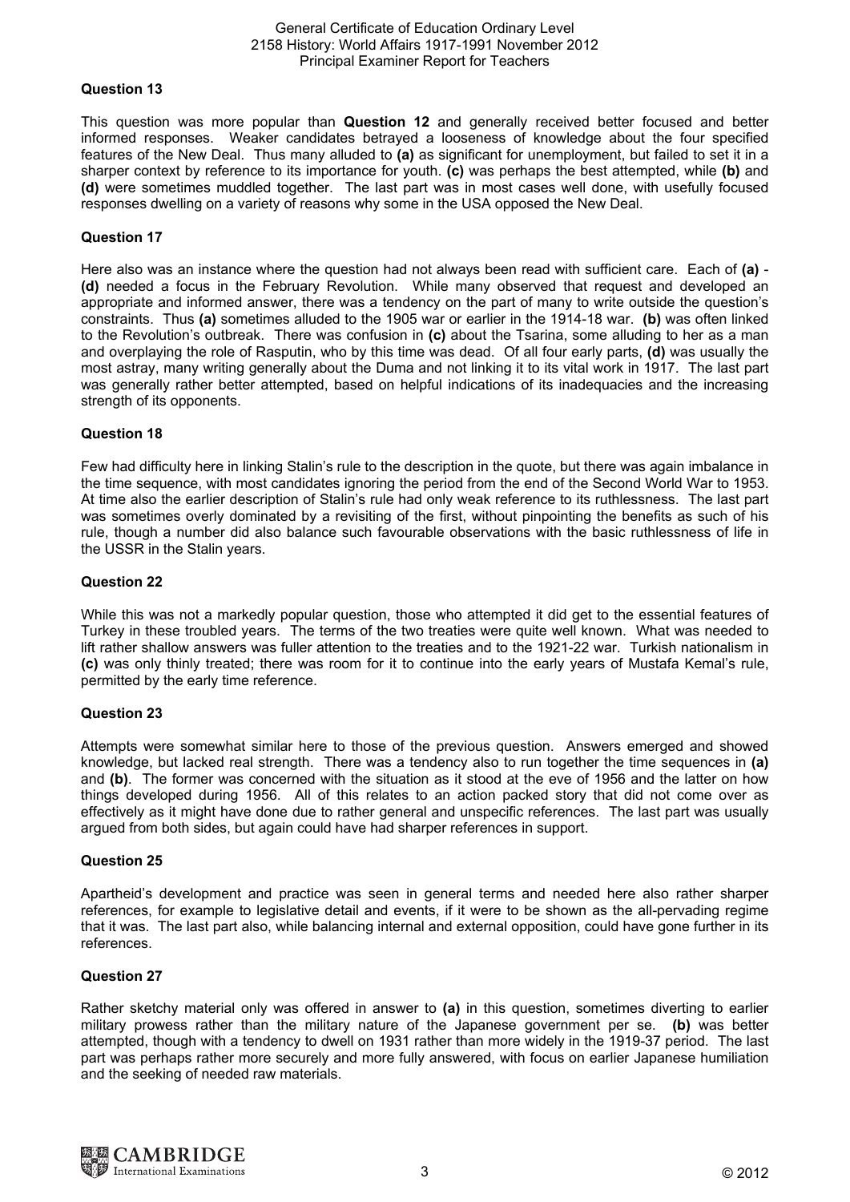### Question 13

This question was more popular than **Question 12** and generally received better focused and better informed responses. Weaker candidates betrayed a looseness of knowledge about the four specified features of the New Deal. Thus many alluded to **(a)** as significant for unemployment, but failed to set it in a sharper context by reference to its importance for youth. **(c)** was perhaps the best attempted, while **(b)** and **(d)** were sometimes muddled together. The last part was in most cases well done, with usefully focused responses dwelling on a variety of reasons why some in the USA opposed the New Deal.

### Question 17

Here also was an instance where the question had not always been read with sufficient care. Each of **(a)** - **(d)** needed a focus in the February Revolution. While many observed that request and developed an appropriate and informed answer, there was a tendency on the part of many to write outside the question's constraints. Thus **(a)** sometimes alluded to the 1905 war or earlier in the 1914-18 war. **(b)** was often linked to the Revolution's outbreak. There was confusion in **(c)** about the Tsarina, some alluding to her as a man and overplaying the role of Rasputin, who by this time was dead. Of all four early parts, **(d)** was usually the most astray, many writing generally about the Duma and not linking it to its vital work in 1917. The last part was generally rather better attempted, based on helpful indications of its inadequacies and the increasing strength of its opponents.

### Question 18

Few had difficulty here in linking Stalin's rule to the description in the quote, but there was again imbalance in the time sequence, with most candidates ignoring the period from the end of the Second World War to 1953. At time also the earlier description of Stalin's rule had only weak reference to its ruthlessness. The last part was sometimes overly dominated by a revisiting of the first, without pinpointing the benefits as such of his rule, though a number did also balance such favourable observations with the basic ruthlessness of life in the USSR in the Stalin years.

### Question 22

While this was not a markedly popular question, those who attempted it did get to the essential features of Turkey in these troubled years. The terms of the two treaties were quite well known. What was needed to lift rather shallow answers was fuller attention to the treaties and to the 1921-22 war. Turkish nationalism in **(c)** was only thinly treated; there was room for it to continue into the early years of Mustafa Kemal's rule, permitted by the early time reference.

### Question 23

Attempts were somewhat similar here to those of the previous question. Answers emerged and showed knowledge, but lacked real strength. There was a tendency also to run together the time sequences in **(a)** and **(b)**. The former was concerned with the situation as it stood at the eve of 1956 and the latter on how things developed during 1956. All of this relates to an action packed story that did not come over as effectively as it might have done due to rather general and unspecific references. The last part was usually argued from both sides, but again could have had sharper references in support.

### Question 25

Apartheid's development and practice was seen in general terms and needed here also rather sharper references, for example to legislative detail and events, if it were to be shown as the all-pervading regime that it was. The last part also, while balancing internal and external opposition, could have gone further in its references.

### Question 27

Rather sketchy material only was offered in answer to **(a)** in this question, sometimes diverting to earlier military prowess rather than the military nature of the Japanese government per se. **(b)** was better attempted, though with a tendency to dwell on 1931 rather than more widely in the 1919-37 period. The last part was perhaps rather more securely and more fully answered, with focus on earlier Japanese humiliation and the seeking of needed raw materials.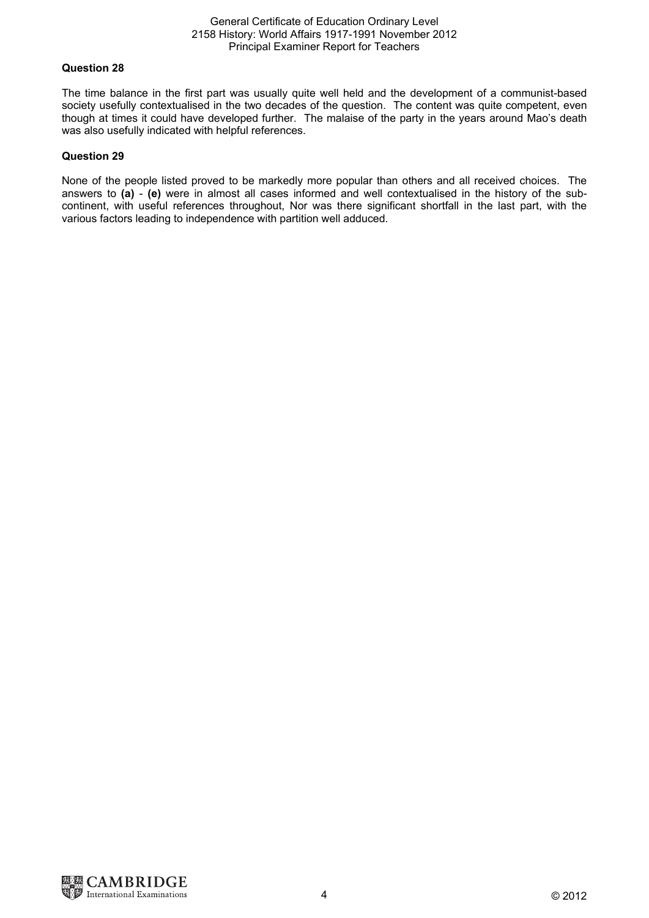### Question 28

The time balance in the first part was usually quite well held and the development of a communist-based society usefully contextualised in the two decades of the question. The content was quite competent, even though at times it could have developed further. The malaise of the party in the years around Mao's death was also usefully indicated with helpful references.

### Question 29

None of the people listed proved to be markedly more popular than others and all received choices. The answers to **(a)** - **(e)** were in almost all cases informed and well contextualised in the history of the sub-continent, with useful references throughout, Nor was there significant shortfall in the last part, with the various factors leading to independence with partition well adduced.